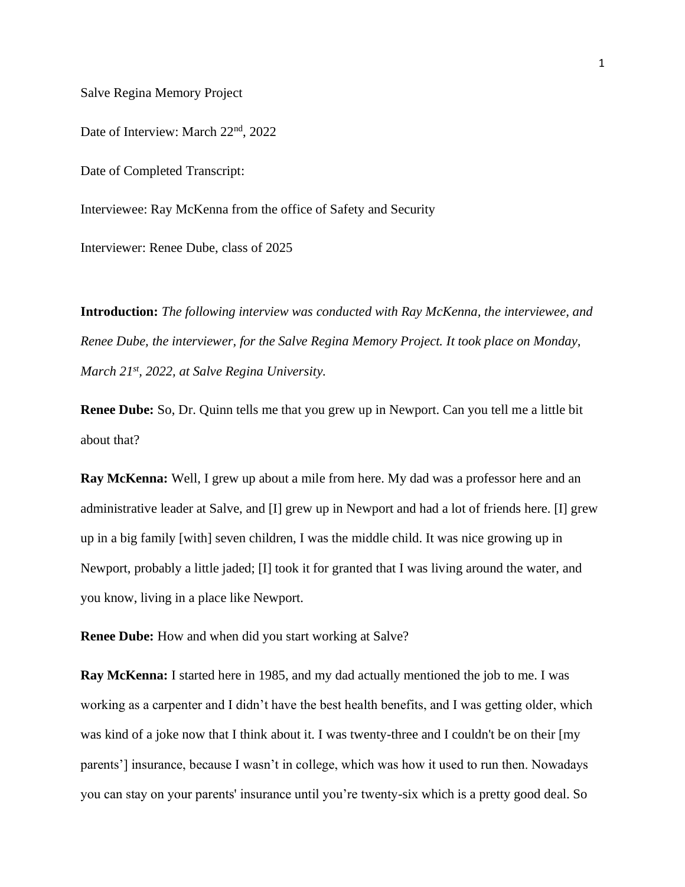Salve Regina Memory Project

Date of Interview: March 22nd, 2022

Date of Completed Transcript:

Interviewee: Ray McKenna from the office of Safety and Security

Interviewer: Renee Dube, class of 2025

**Introduction:** *The following interview was conducted with Ray McKenna, the interviewee, and Renee Dube, the interviewer, for the Salve Regina Memory Project. It took place on Monday, March 21st, 2022, at Salve Regina University.*

**Renee Dube:** So, Dr. Quinn tells me that you grew up in Newport. Can you tell me a little bit about that?

**Ray McKenna:** Well, I grew up about a mile from here. My dad was a professor here and an administrative leader at Salve, and [I] grew up in Newport and had a lot of friends here. [I] grew up in a big family [with] seven children, I was the middle child. It was nice growing up in Newport, probably a little jaded; [I] took it for granted that I was living around the water, and you know, living in a place like Newport.

**Renee Dube:** How and when did you start working at Salve?

**Ray McKenna:** I started here in 1985, and my dad actually mentioned the job to me. I was working as a carpenter and I didn't have the best health benefits, and I was getting older, which was kind of a joke now that I think about it. I was twenty-three and I couldn't be on their [my parents'] insurance, because I wasn't in college, which was how it used to run then. Nowadays you can stay on your parents' insurance until you're twenty-six which is a pretty good deal. So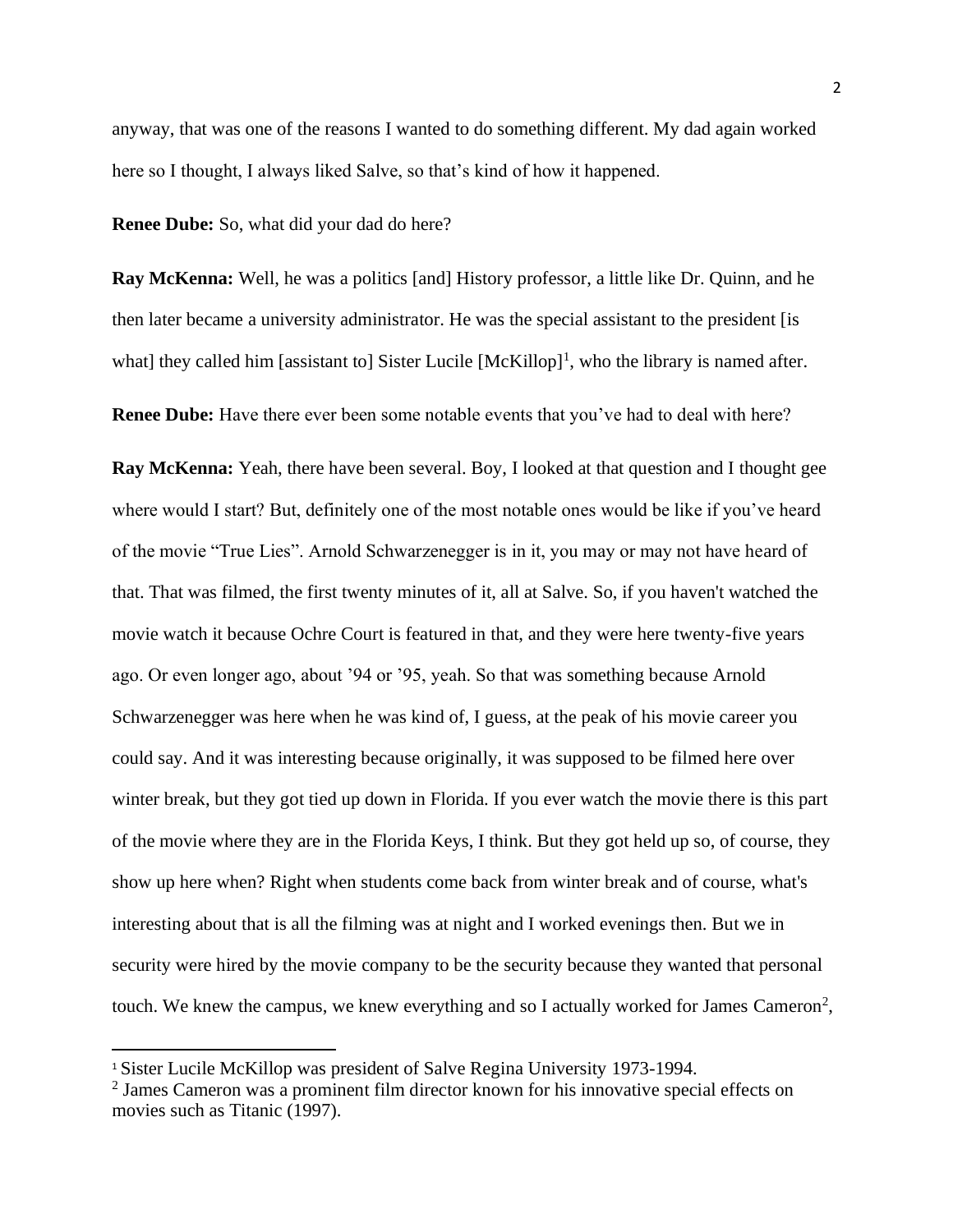anyway, that was one of the reasons I wanted to do something different. My dad again worked here so I thought, I always liked Salve, so that's kind of how it happened.

**Renee Dube:** So, what did your dad do here?

**Ray McKenna:** Well, he was a politics [and] History professor, a little like Dr. Quinn, and he then later became a university administrator. He was the special assistant to the president [is what] they called him [assistant to] Sister Lucile [McKillop][1], who the library is named after.

**Renee Dube:** Have there ever been some notable events that you've had to deal with here?

**Ray McKenna:** Yeah, there have been several. Boy, I looked at that question and I thought gee where would I start? But, definitely one of the most notable ones would be like if you've heard of the movie "True Lies". Arnold Schwarzenegger is in it, you may or may not have heard of that. That was filmed, the first twenty minutes of it, all at Salve. So, if you haven't watched the movie watch it because Ochre Court is featured in that, and they were here twenty-five years ago. Or even longer ago, about '94 or '95, yeah. So that was something because Arnold Schwarzenegger was here when he was kind of, I guess, at the peak of his movie career you could say. And it was interesting because originally, it was supposed to be filmed here over winter break, but they got tied up down in Florida. If you ever watch the movie there is this part of the movie where they are in the Florida Keys, I think. But they got held up so, of course, they show up here when? Right when students come back from winter break and of course, what's interesting about that is all the filming was at night and I worked evenings then. But we in security were hired by the movie company to be the security because they wanted that personal touch. We knew the campus, we knew everything and so I actually worked for James Cameron[2],

---

[1] Sister Lucile McKillop was president of Salve Regina University 1973-1994.

[2] James Cameron was a prominent film director known for his innovative special effects on movies such as Titanic (1997).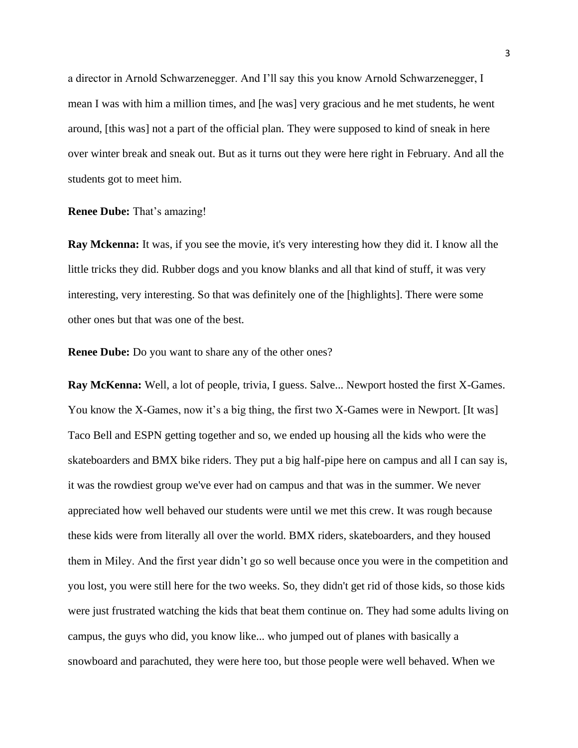a director in Arnold Schwarzenegger. And I'll say this you know Arnold Schwarzenegger, I mean I was with him a million times, and [he was] very gracious and he met students, he went around, [this was] not a part of the official plan. They were supposed to kind of sneak in here over winter break and sneak out. But as it turns out they were here right in February. And all the students got to meet him.

**Renee Dube:** That's amazing!

**Ray Mckenna:** It was, if you see the movie, it's very interesting how they did it. I know all the little tricks they did. Rubber dogs and you know blanks and all that kind of stuff, it was very interesting, very interesting. So that was definitely one of the [highlights]. There were some other ones but that was one of the best.

**Renee Dube:** Do you want to share any of the other ones?

**Ray McKenna:** Well, a lot of people, trivia, I guess. Salve... Newport hosted the first X-Games. You know the X-Games, now it's a big thing, the first two X-Games were in Newport. [It was] Taco Bell and ESPN getting together and so, we ended up housing all the kids who were the skateboarders and BMX bike riders. They put a big half-pipe here on campus and all I can say is, it was the rowdiest group we've ever had on campus and that was in the summer. We never appreciated how well behaved our students were until we met this crew. It was rough because these kids were from literally all over the world. BMX riders, skateboarders, and they housed them in Miley. And the first year didn't go so well because once you were in the competition and you lost, you were still here for the two weeks. So, they didn't get rid of those kids, so those kids were just frustrated watching the kids that beat them continue on. They had some adults living on campus, the guys who did, you know like... who jumped out of planes with basically a snowboard and parachuted, they were here too, but those people were well behaved. When we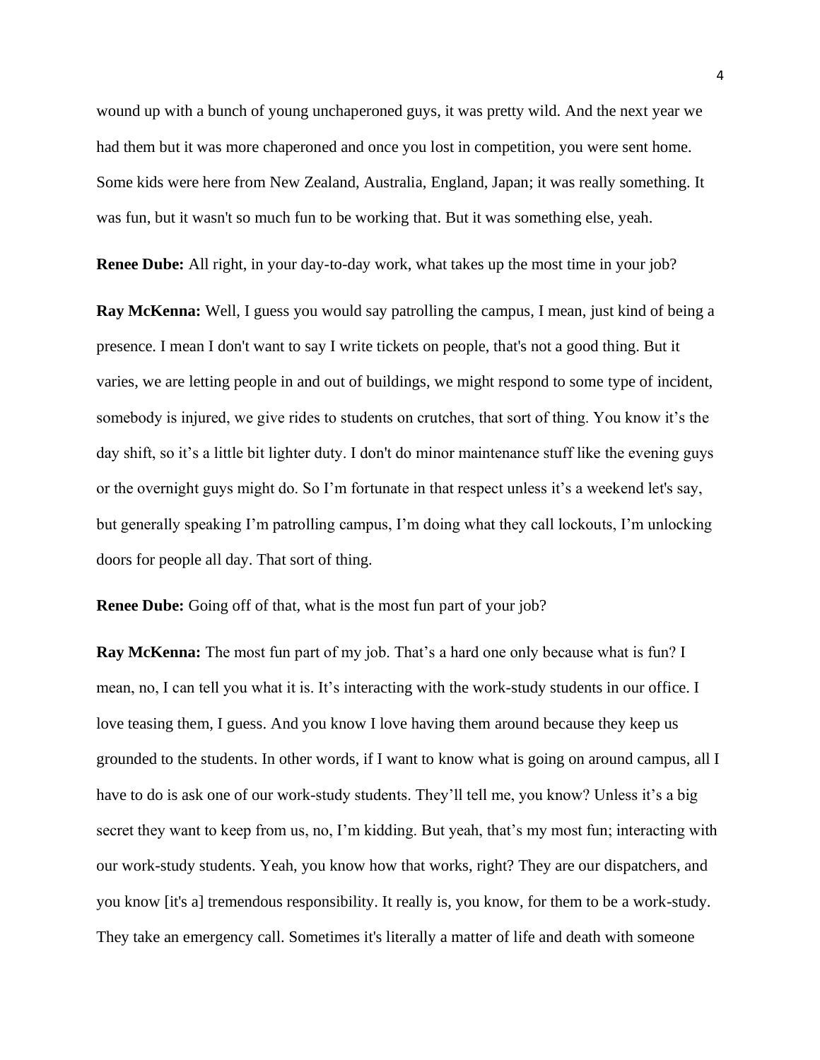wound up with a bunch of young unchaperoned guys, it was pretty wild. And the next year we had them but it was more chaperoned and once you lost in competition, you were sent home. Some kids were here from New Zealand, Australia, England, Japan; it was really something. It was fun, but it wasn't so much fun to be working that. But it was something else, yeah.

**Renee Dube:** All right, in your day-to-day work, what takes up the most time in your job?

**Ray McKenna:** Well, I guess you would say patrolling the campus, I mean, just kind of being a presence. I mean I don't want to say I write tickets on people, that's not a good thing. But it varies, we are letting people in and out of buildings, we might respond to some type of incident, somebody is injured, we give rides to students on crutches, that sort of thing. You know it's the day shift, so it's a little bit lighter duty. I don't do minor maintenance stuff like the evening guys or the overnight guys might do. So I'm fortunate in that respect unless it's a weekend let's say, but generally speaking I'm patrolling campus, I'm doing what they call lockouts, I'm unlocking doors for people all day. That sort of thing.

**Renee Dube:** Going off of that, what is the most fun part of your job?

**Ray McKenna:** The most fun part of my job. That's a hard one only because what is fun? I mean, no, I can tell you what it is. It's interacting with the work-study students in our office. I love teasing them, I guess. And you know I love having them around because they keep us grounded to the students. In other words, if I want to know what is going on around campus, all I have to do is ask one of our work-study students. They'll tell me, you know? Unless it's a big secret they want to keep from us, no, I'm kidding. But yeah, that's my most fun; interacting with our work-study students. Yeah, you know how that works, right? They are our dispatchers, and you know [it's a] tremendous responsibility. It really is, you know, for them to be a work-study. They take an emergency call. Sometimes it's literally a matter of life and death with someone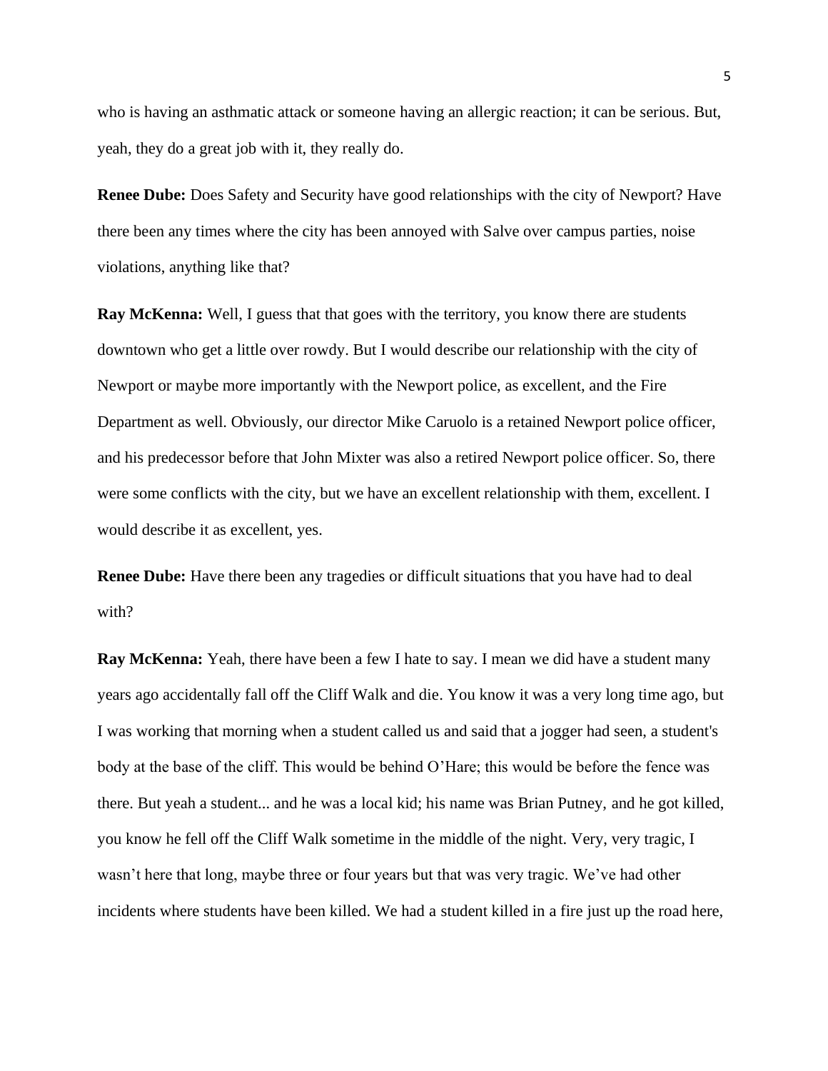who is having an asthmatic attack or someone having an allergic reaction; it can be serious. But, yeah, they do a great job with it, they really do.

**Renee Dube:** Does Safety and Security have good relationships with the city of Newport? Have there been any times where the city has been annoyed with Salve over campus parties, noise violations, anything like that?

**Ray McKenna:** Well, I guess that that goes with the territory, you know there are students downtown who get a little over rowdy. But I would describe our relationship with the city of Newport or maybe more importantly with the Newport police, as excellent, and the Fire Department as well. Obviously, our director Mike Caruolo is a retained Newport police officer, and his predecessor before that John Mixter was also a retired Newport police officer. So, there were some conflicts with the city, but we have an excellent relationship with them, excellent. I would describe it as excellent, yes.

**Renee Dube:** Have there been any tragedies or difficult situations that you have had to deal with?

**Ray McKenna:** Yeah, there have been a few I hate to say. I mean we did have a student many years ago accidentally fall off the Cliff Walk and die. You know it was a very long time ago, but I was working that morning when a student called us and said that a jogger had seen, a student's body at the base of the cliff. This would be behind O'Hare; this would be before the fence was there. But yeah a student... and he was a local kid; his name was Brian Putney, and he got killed, you know he fell off the Cliff Walk sometime in the middle of the night. Very, very tragic, I wasn't here that long, maybe three or four years but that was very tragic. We've had other incidents where students have been killed. We had a student killed in a fire just up the road here,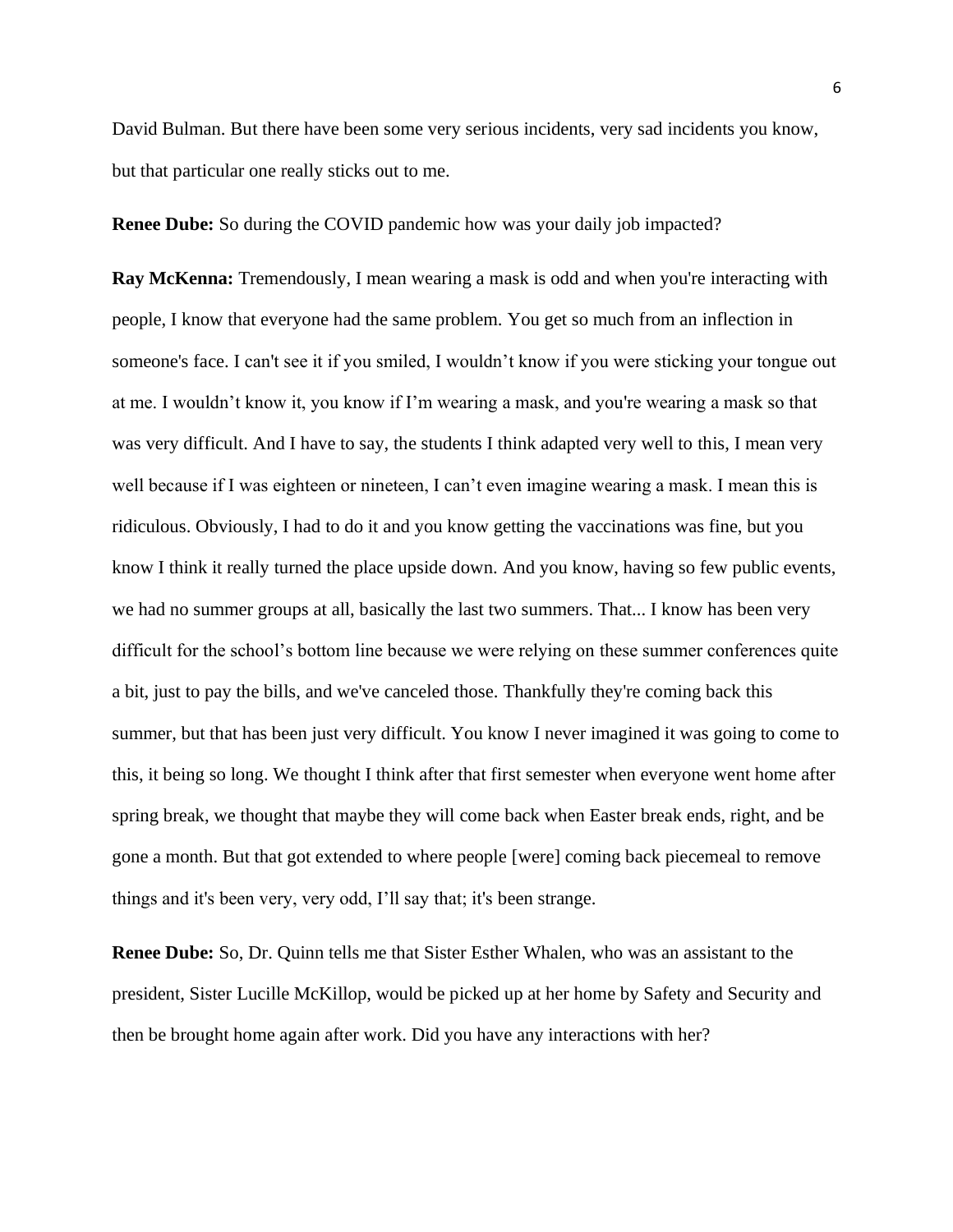David Bulman. But there have been some very serious incidents, very sad incidents you know, but that particular one really sticks out to me.

**Renee Dube:** So during the COVID pandemic how was your daily job impacted?

**Ray McKenna:** Tremendously, I mean wearing a mask is odd and when you're interacting with people, I know that everyone had the same problem. You get so much from an inflection in someone's face. I can't see it if you smiled, I wouldn't know if you were sticking your tongue out at me. I wouldn't know it, you know if I'm wearing a mask, and you're wearing a mask so that was very difficult. And I have to say, the students I think adapted very well to this, I mean very well because if I was eighteen or nineteen, I can't even imagine wearing a mask. I mean this is ridiculous. Obviously, I had to do it and you know getting the vaccinations was fine, but you know I think it really turned the place upside down. And you know, having so few public events, we had no summer groups at all, basically the last two summers. That... I know has been very difficult for the school's bottom line because we were relying on these summer conferences quite a bit, just to pay the bills, and we've canceled those. Thankfully they're coming back this summer, but that has been just very difficult. You know I never imagined it was going to come to this, it being so long. We thought I think after that first semester when everyone went home after spring break, we thought that maybe they will come back when Easter break ends, right, and be gone a month. But that got extended to where people [were] coming back piecemeal to remove things and it's been very, very odd, I'll say that; it's been strange.

**Renee Dube:** So, Dr. Quinn tells me that Sister Esther Whalen, who was an assistant to the president, Sister Lucille McKillop, would be picked up at her home by Safety and Security and then be brought home again after work. Did you have any interactions with her?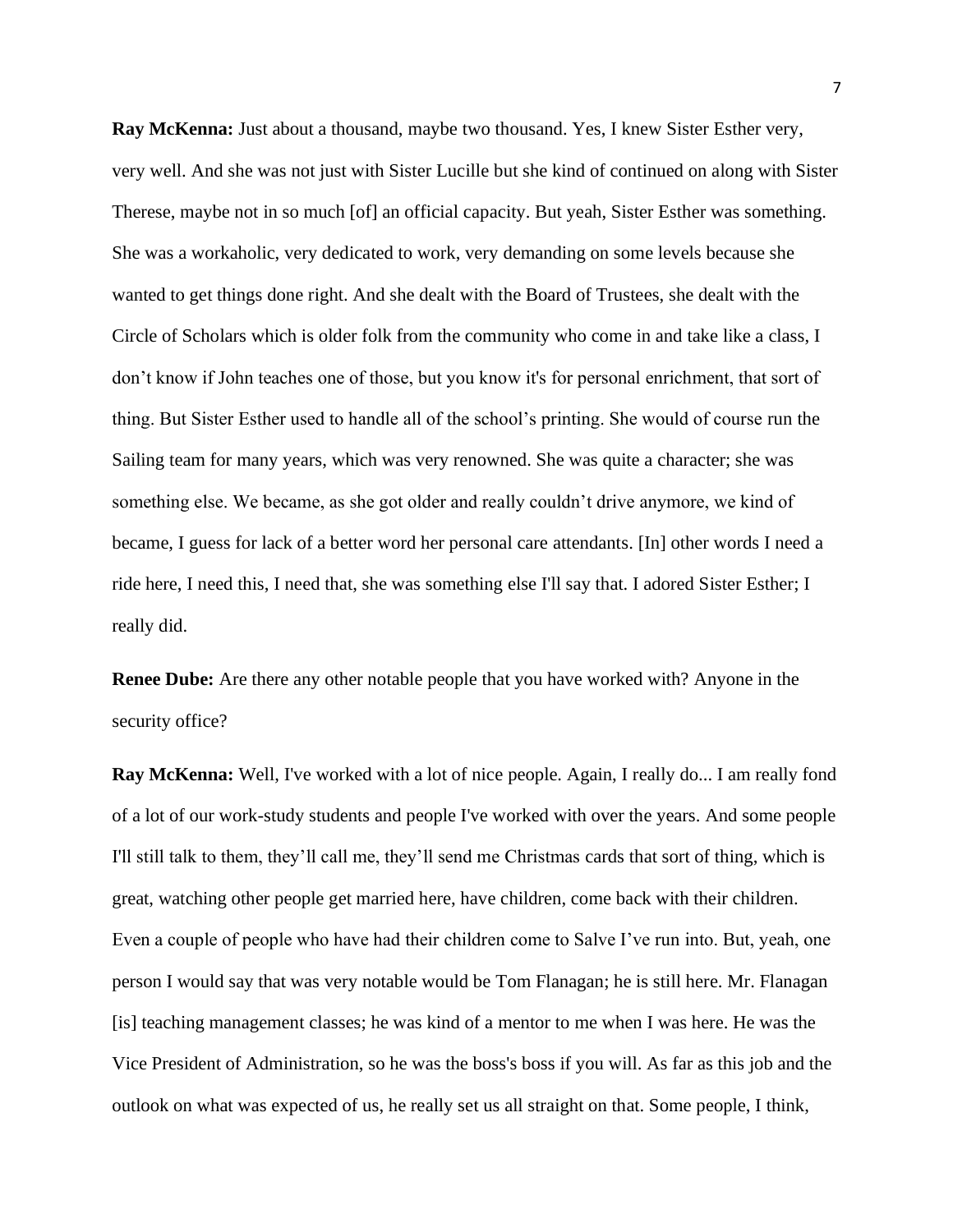**Ray McKenna:** Just about a thousand, maybe two thousand. Yes, I knew Sister Esther very, very well. And she was not just with Sister Lucille but she kind of continued on along with Sister Therese, maybe not in so much [of] an official capacity. But yeah, Sister Esther was something. She was a workaholic, very dedicated to work, very demanding on some levels because she wanted to get things done right. And she dealt with the Board of Trustees, she dealt with the Circle of Scholars which is older folk from the community who come in and take like a class, I don't know if John teaches one of those, but you know it's for personal enrichment, that sort of thing. But Sister Esther used to handle all of the school's printing. She would of course run the Sailing team for many years, which was very renowned. She was quite a character; she was something else. We became, as she got older and really couldn't drive anymore, we kind of became, I guess for lack of a better word her personal care attendants. [In] other words I need a ride here, I need this, I need that, she was something else I'll say that. I adored Sister Esther; I really did.

**Renee Dube:** Are there any other notable people that you have worked with? Anyone in the security office?

**Ray McKenna:** Well, I've worked with a lot of nice people. Again, I really do... I am really fond of a lot of our work-study students and people I've worked with over the years. And some people I'll still talk to them, they'll call me, they'll send me Christmas cards that sort of thing, which is great, watching other people get married here, have children, come back with their children. Even a couple of people who have had their children come to Salve I've run into. But, yeah, one person I would say that was very notable would be Tom Flanagan; he is still here. Mr. Flanagan [is] teaching management classes; he was kind of a mentor to me when I was here. He was the Vice President of Administration, so he was the boss's boss if you will. As far as this job and the outlook on what was expected of us, he really set us all straight on that. Some people, I think,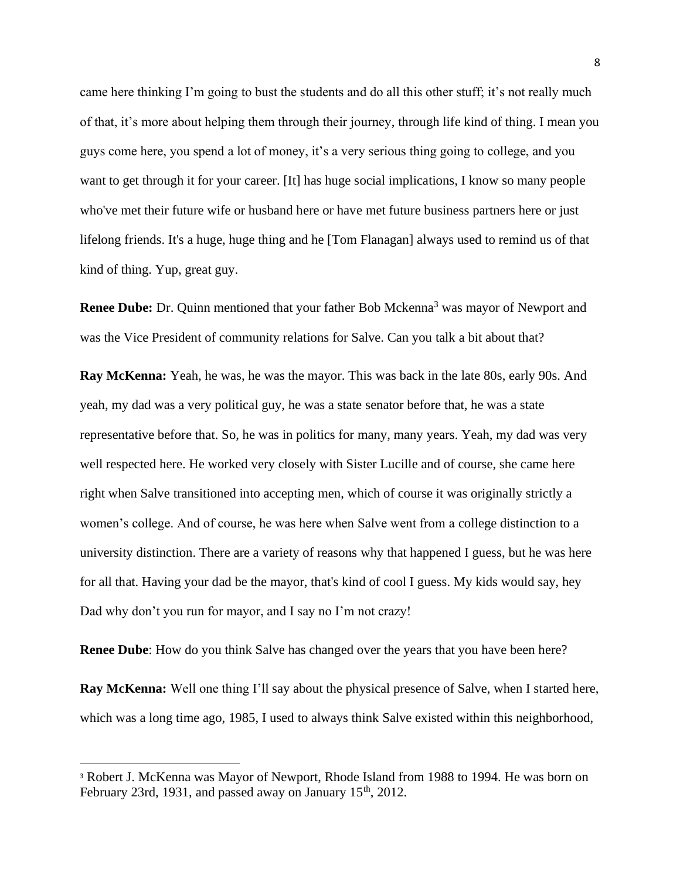came here thinking I'm going to bust the students and do all this other stuff; it's not really much of that, it's more about helping them through their journey, through life kind of thing. I mean you guys come here, you spend a lot of money, it's a very serious thing going to college, and you want to get through it for your career. [It] has huge social implications, I know so many people who've met their future wife or husband here or have met future business partners here or just lifelong friends. It's a huge, huge thing and he [Tom Flanagan] always used to remind us of that kind of thing. Yup, great guy.

**Renee Dube:** Dr. Quinn mentioned that your father Bob Mckenna[3] was mayor of Newport and was the Vice President of community relations for Salve. Can you talk a bit about that?

**Ray McKenna:** Yeah, he was, he was the mayor. This was back in the late 80s, early 90s. And yeah, my dad was a very political guy, he was a state senator before that, he was a state representative before that. So, he was in politics for many, many years. Yeah, my dad was very well respected here. He worked very closely with Sister Lucille and of course, she came here right when Salve transitioned into accepting men, which of course it was originally strictly a women's college. And of course, he was here when Salve went from a college distinction to a university distinction. There are a variety of reasons why that happened I guess, but he was here for all that. Having your dad be the mayor, that's kind of cool I guess. My kids would say, hey Dad why don't you run for mayor, and I say no I'm not crazy!

**Renee Dube**: How do you think Salve has changed over the years that you have been here?

**Ray McKenna:** Well one thing I'll say about the physical presence of Salve, when I started here, which was a long time ago, 1985, I used to always think Salve existed within this neighborhood,

---

[3] Robert J. McKenna was Mayor of Newport, Rhode Island from 1988 to 1994. He was born on February 23rd, 1931, and passed away on January 15th, 2012.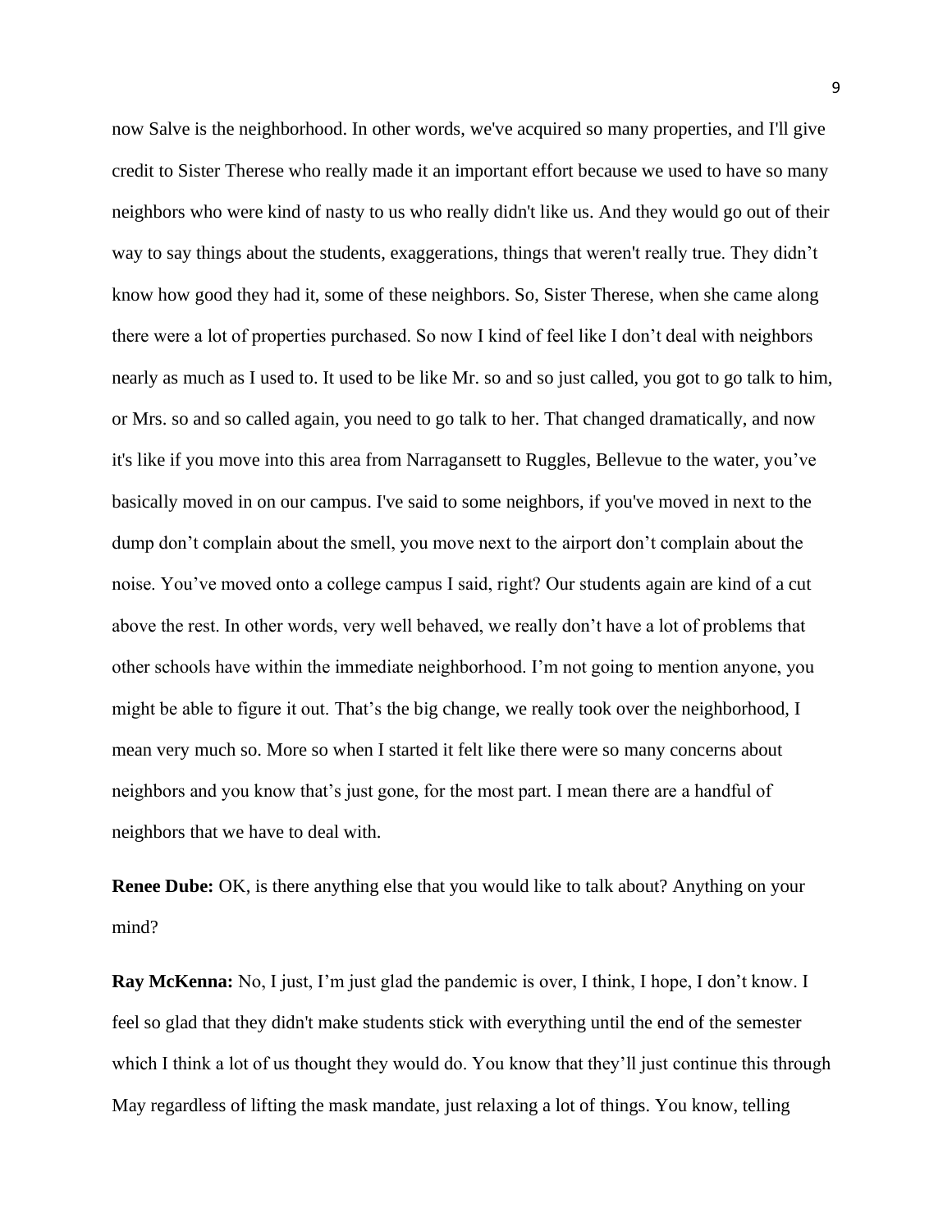now Salve is the neighborhood. In other words, we've acquired so many properties, and I'll give credit to Sister Therese who really made it an important effort because we used to have so many neighbors who were kind of nasty to us who really didn't like us. And they would go out of their way to say things about the students, exaggerations, things that weren't really true. They didn't know how good they had it, some of these neighbors. So, Sister Therese, when she came along there were a lot of properties purchased. So now I kind of feel like I don't deal with neighbors nearly as much as I used to. It used to be like Mr. so and so just called, you got to go talk to him, or Mrs. so and so called again, you need to go talk to her. That changed dramatically, and now it's like if you move into this area from Narragansett to Ruggles, Bellevue to the water, you've basically moved in on our campus. I've said to some neighbors, if you've moved in next to the dump don't complain about the smell, you move next to the airport don't complain about the noise. You've moved onto a college campus I said, right? Our students again are kind of a cut above the rest. In other words, very well behaved, we really don't have a lot of problems that other schools have within the immediate neighborhood. I'm not going to mention anyone, you might be able to figure it out. That's the big change, we really took over the neighborhood, I mean very much so. More so when I started it felt like there were so many concerns about neighbors and you know that's just gone, for the most part. I mean there are a handful of neighbors that we have to deal with.

**Renee Dube:** OK, is there anything else that you would like to talk about? Anything on your mind?

**Ray McKenna:** No, I just, I'm just glad the pandemic is over, I think, I hope, I don't know. I feel so glad that they didn't make students stick with everything until the end of the semester which I think a lot of us thought they would do. You know that they'll just continue this through May regardless of lifting the mask mandate, just relaxing a lot of things. You know, telling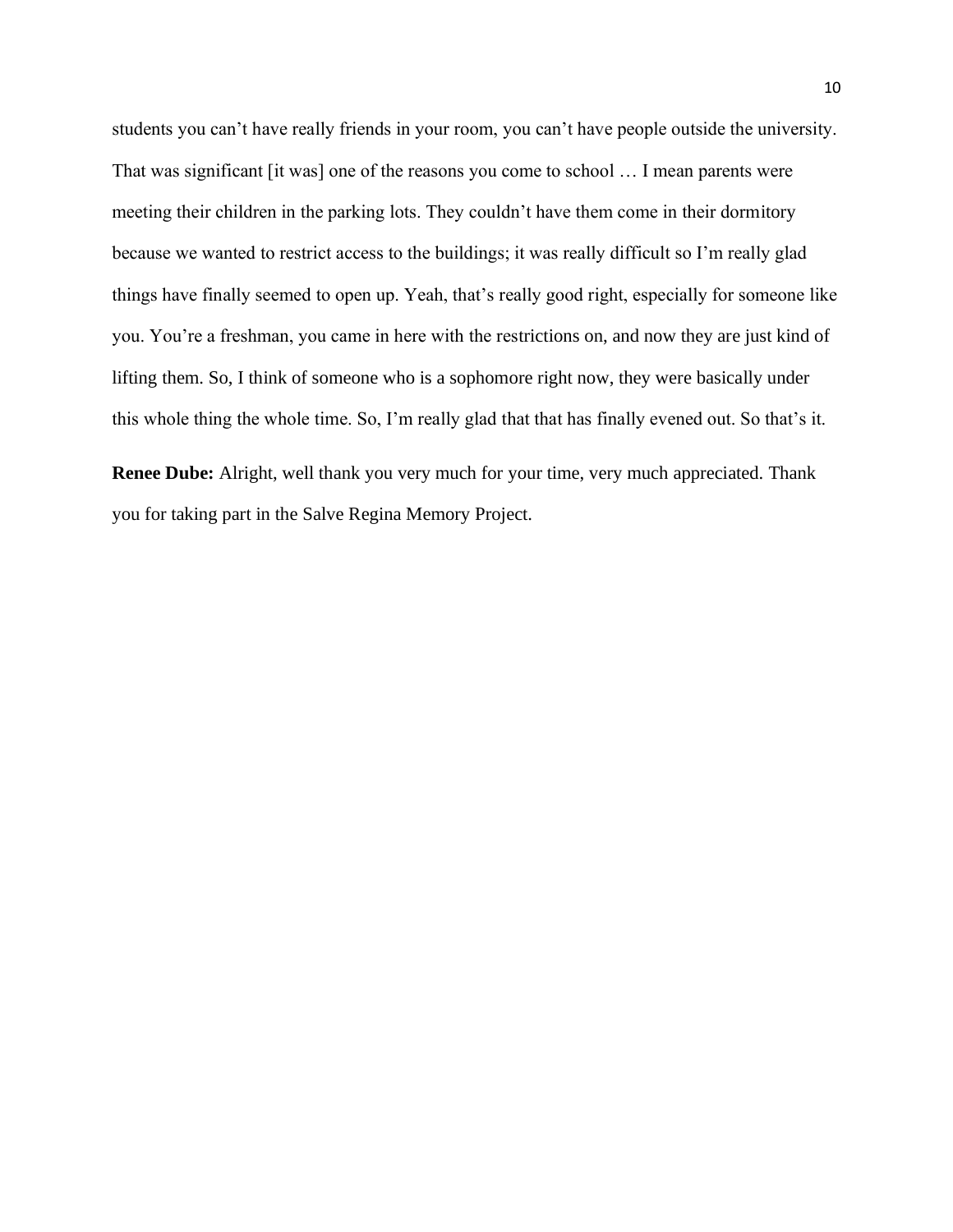students you can't have really friends in your room, you can't have people outside the university. That was significant [it was] one of the reasons you come to school … I mean parents were meeting their children in the parking lots. They couldn't have them come in their dormitory because we wanted to restrict access to the buildings; it was really difficult so I'm really glad things have finally seemed to open up. Yeah, that's really good right, especially for someone like you. You're a freshman, you came in here with the restrictions on, and now they are just kind of lifting them. So, I think of someone who is a sophomore right now, they were basically under this whole thing the whole time. So, I'm really glad that that has finally evened out. So that's it.

**Renee Dube:** Alright, well thank you very much for your time, very much appreciated. Thank you for taking part in the Salve Regina Memory Project.